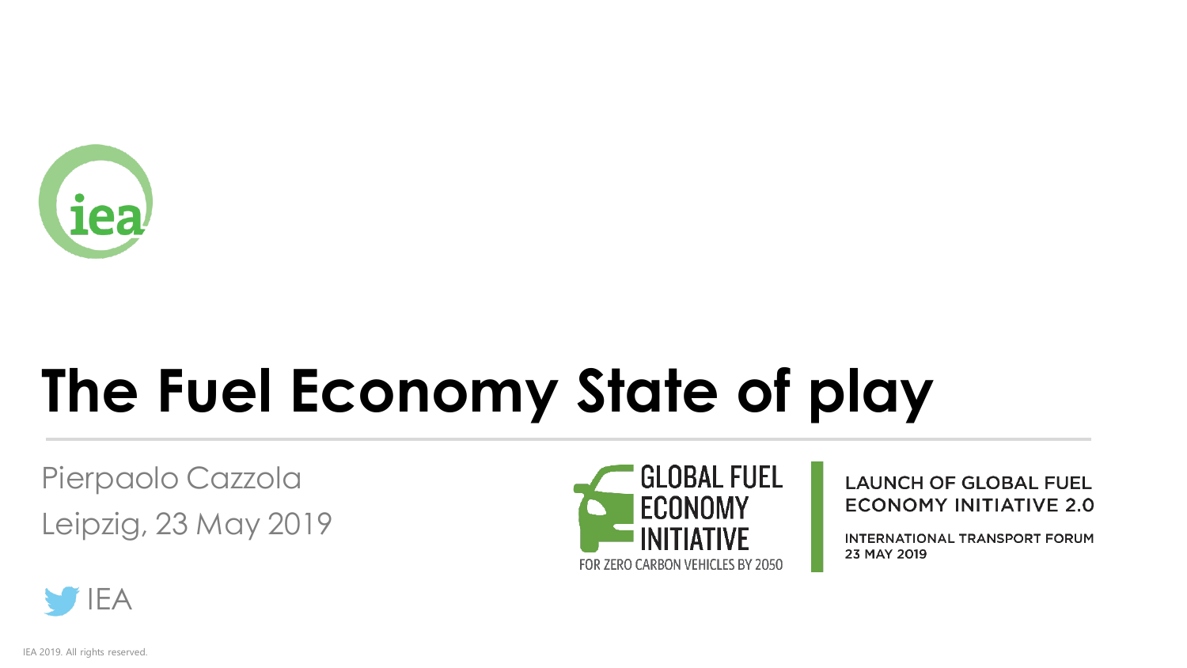# The Fuel Economy State of play

Pierpaolo Cazzola

Leipzig, 23 May 2019

IEA

GLOBAL FUEL ECONOMY INITIATIVE

FOR ZERO CARBON VEHICLES BY 2050

LAUNCH OF GLOBAL FUEL ECONOMY INITIATIVE 2.0

INTERNATIONAL TRANSPORT FORUM
23 MAY 2019

IEA 2019. All rights reserved.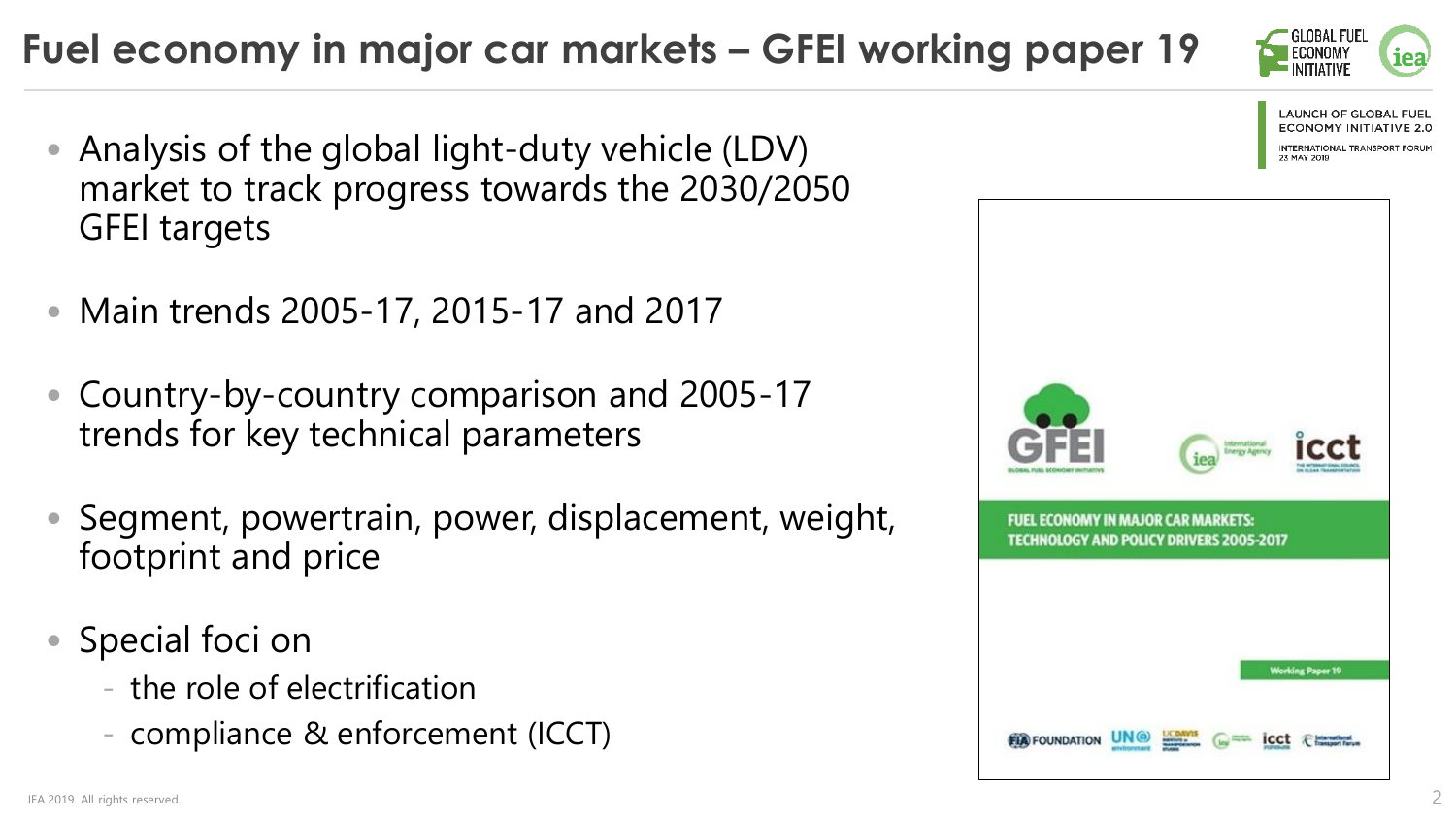# Fuel economy in major car markets – GFEI working paper 19

- Analysis of the global light-duty vehicle (LDV) market to track progress towards the 2030/2050 GFEI targets
- Main trends 2005-17, 2015-17 and 2017
- Country-by-country comparison and 2005-17 trends for key technical parameters
- Segment, powertrain, power, displacement, weight, footprint and price
- Special foci on
  - the role of electrification
  - compliance & enforcement (ICCT)

FUEL ECONOMY IN MAJOR CAR MARKETS: TECHNOLOGY AND POLICY DRIVERS 2005-2017

Working Paper 19

IEA 2019. All rights reserved.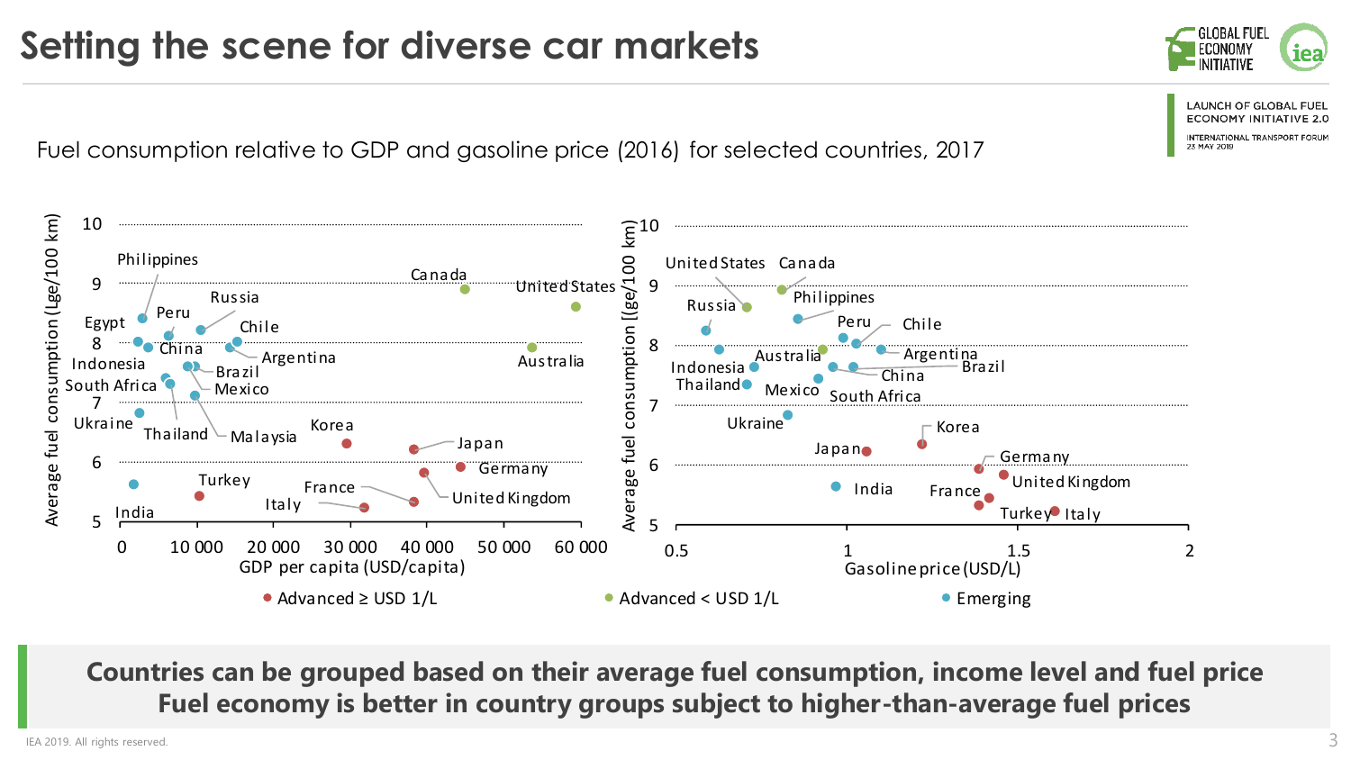# Setting the scene for diverse car markets

Fuel consumption relative to GDP and gasoline price (2016) for selected countries, 2017

Average fuel consumption (Lge/100 km)

GDP per capita (USD/capita)

Gasoline price (USD/L)

Advanced ≥ USD 1/L | Advanced < USD 1/L | Emerging

**Countries can be grouped based on their average fuel consumption, income level and fuel price**
**Fuel economy is better in country groups subject to higher-than-average fuel prices**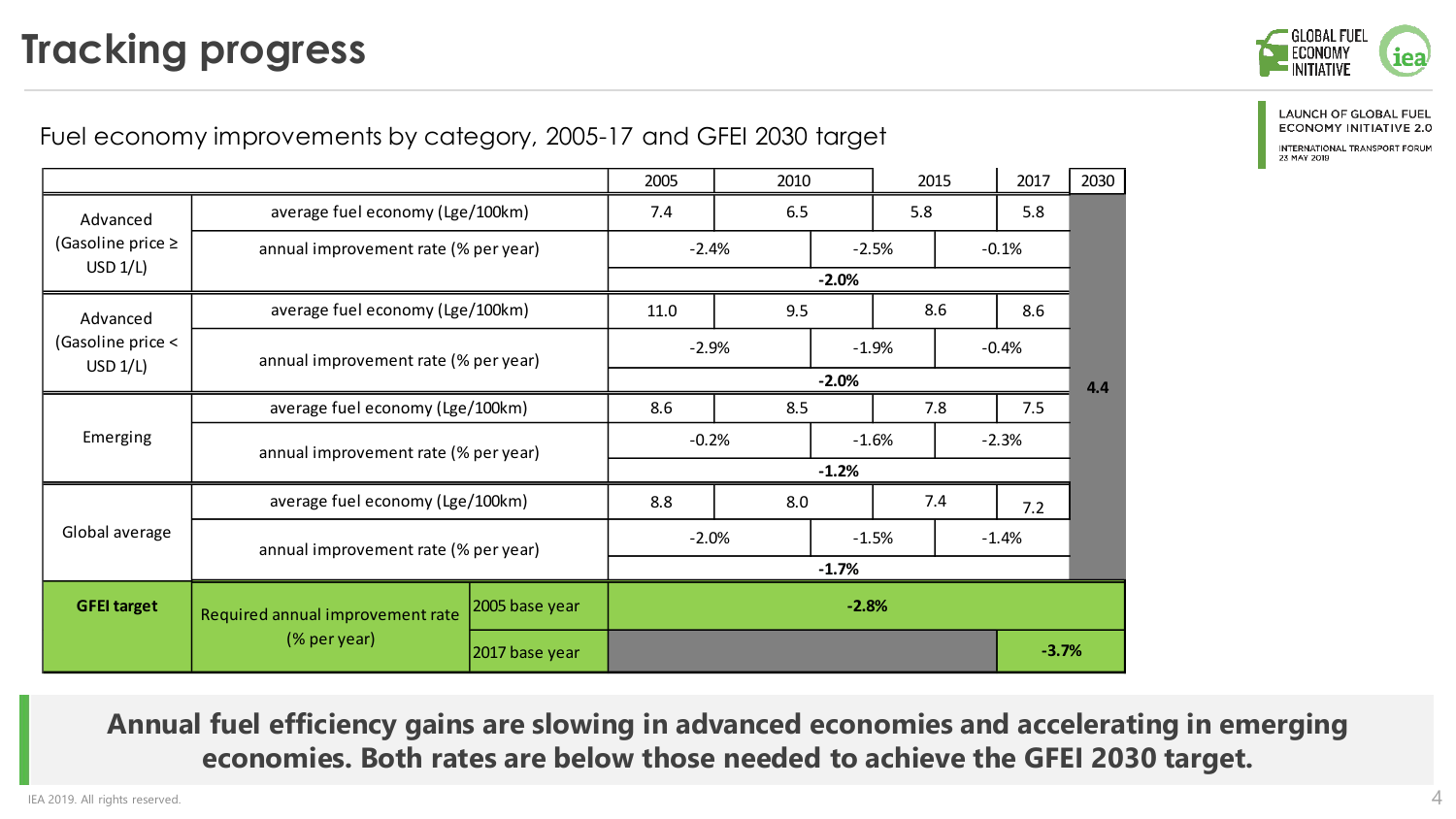# Tracking progress

Fuel economy improvements by category, 2005-17 and GFEI 2030 target

| Category | Indicator | | 2005 | 2010 | 2015 | 2017 | 2030 |
|---|---|---|---|---|---|---|---|
| Advanced (Gasoline price ≥ USD 1/L) | average fuel economy (Lge/100km) | | 7.4 | 6.5 | 5.8 | 5.8 | 4.4 |
| | annual improvement rate (% per year) | | -2.4% | -2.5% | -0.1% | | |
| | | | -2.0% | | | | |
| Advanced (Gasoline price < USD 1/L) | average fuel economy (Lge/100km) | | 11.0 | 9.5 | 8.6 | 8.6 | |
| | annual improvement rate (% per year) | | -2.9% | -1.9% | -0.4% | | |
| | | | -2.0% | | | | |
| Emerging | average fuel economy (Lge/100km) | | 8.6 | 8.5 | 7.8 | 7.5 | |
| | annual improvement rate (% per year) | | -0.2% | -1.6% | -2.3% | | |
| | | | -1.2% | | | | |
| Global average | average fuel economy (Lge/100km) | | 8.8 | 8.0 | 7.4 | 7.2 | |
| | annual improvement rate (% per year) | | -2.0% | -1.5% | -1.4% | | |
| | | | -1.7% | | | | |
| **GFEI target** | Required annual improvement rate (% per year) | 2005 base year | **-2.8%** | | | | |
| | | 2017 base year | | | | **-3.7%** | |

**Annual fuel efficiency gains are slowing in advanced economies and accelerating in emerging economies. Both rates are below those needed to achieve the GFEI 2030 target.**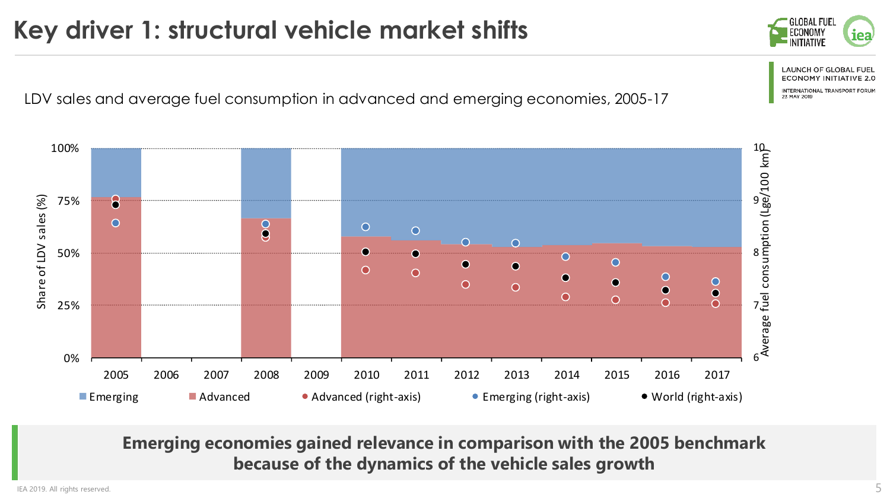# Key driver 1: structural vehicle market shifts

LDV sales and average fuel consumption in advanced and emerging economies, 2005-17

100%
75%
50%
25%
0%

Share of LDV sales (%)

10
9
8
7
6

Average fuel consumption (Lge/100 km)

2005 2006 2007 2008 2009 2010 2011 2012 2013 2014 2015 2016 2017

Emerging | Advanced | Advanced (right-axis) | Emerging (right-axis) | World (right-axis)

**Emerging economies gained relevance in comparison with the 2005 benchmark because of the dynamics of the vehicle sales growth**

IEA 2019. All rights reserved.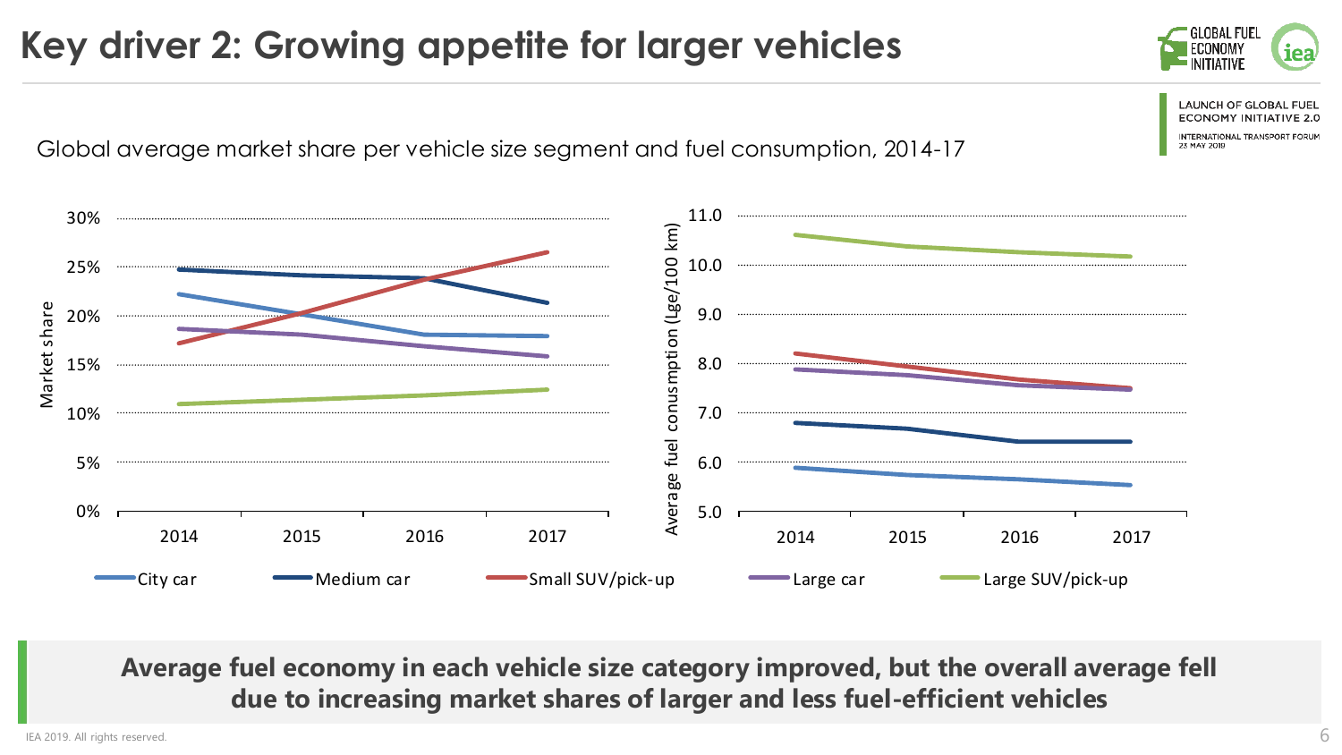# Key driver 2: Growing appetite for larger vehicles

Global average market share per vehicle size segment and fuel consumption, 2014-17

**Average fuel economy in each vehicle size category improved, but the overall average fell due to increasing market shares of larger and less fuel-efficient vehicles**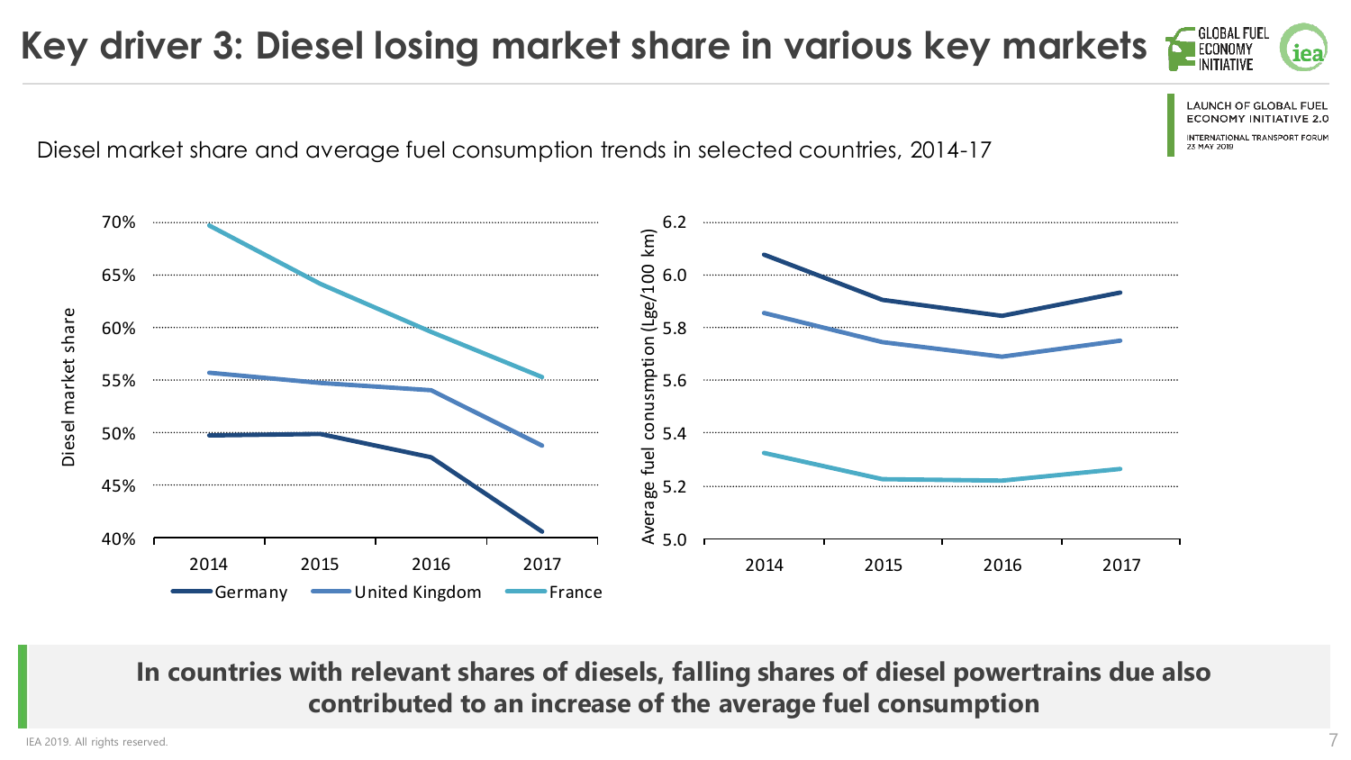# Key driver 3: Diesel losing market share in various key markets

Diesel market share and average fuel consumption trends in selected countries, 2014-17

**In countries with relevant shares of diesels, falling shares of diesel powertrains due also contributed to an increase of the average fuel consumption**

IEA 2019. All rights reserved.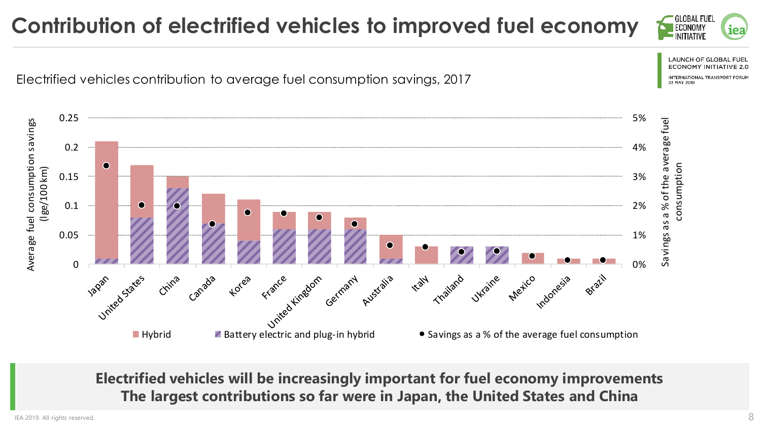# Contribution of electrified vehicles to improved fuel economy

LAUNCH OF GLOBAL FUEL ECONOMY INITIATIVE 2.0

INTERNATIONAL TRANSPORT FORUM 23 MAY 2019

Electrified vehicles contribution to average fuel consumption savings, 2017

Average fuel consumption savings (lge/100 km)

Savings as a % of the average fuel consumption

Japan, United States, China, Canada, Korea, France, United Kingdom, Germany, Australia, Italy, Thailand, Ukraine, Mexico, Indonesia, Brazil

Hybrid | Battery electric and plug-in hybrid | Savings as a % of the average fuel consumption

**Electrified vehicles will be increasingly important for fuel economy improvements**
**The largest contributions so far were in Japan, the United States and China**

IEA 2019. All rights reserved.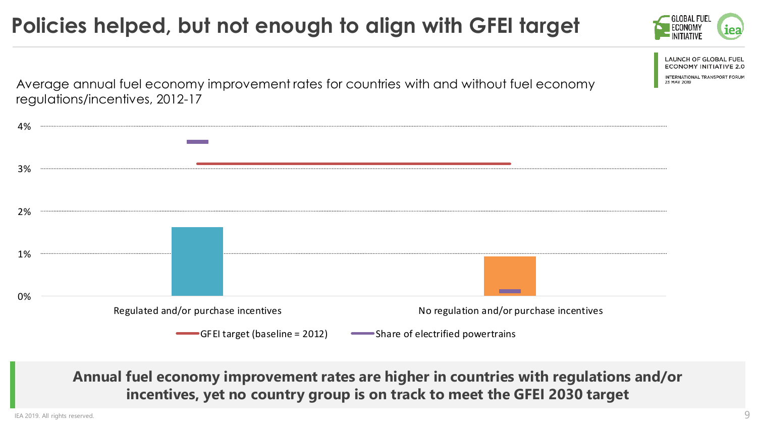# Policies helped, but not enough to align with GFEI target

LAUNCH OF GLOBAL FUEL ECONOMY INITIATIVE 2.0

INTERNATIONAL TRANSPORT FORUM 23 MAY 2019

Average annual fuel economy improvement rates for countries with and without fuel economy regulations/incentives, 2012-17

4%

3%

2%

1%

0%

Regulated and/or purchase incentives

No regulation and/or purchase incentives

GFEI target (baseline = 2012)

Share of electrified powertrains

**Annual fuel economy improvement rates are higher in countries with regulations and/or incentives, yet no country group is on track to meet the GFEI 2030 target**

IEA 2019. All rights reserved.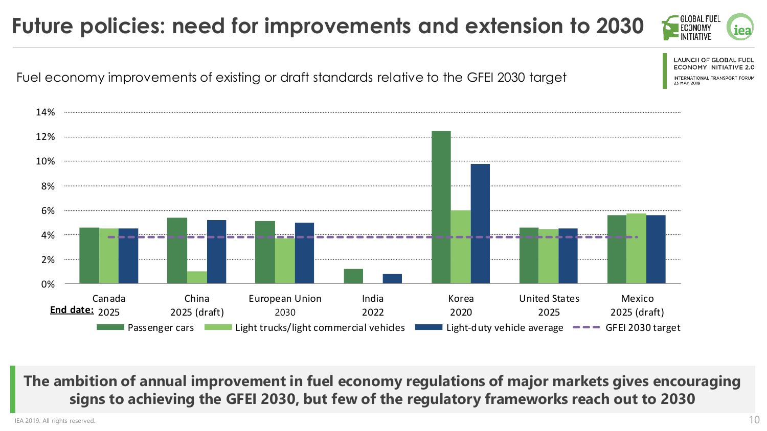# Future policies: need for improvements and extension to 2030

LAUNCH OF GLOBAL FUEL ECONOMY INITIATIVE 2.0

INTERNATIONAL TRANSPORT FORUM 23 MAY 2019

Fuel economy improvements of existing or draft standards relative to the GFEI 2030 target

| Market | End date | Passenger cars | Light trucks/light commercial vehicles | Light-duty vehicle average |
|---|---|---|---|---|
| Canada | 2025 | ~4.6% | ~4.5% | ~4.5% |
| China | 2025 (draft) | ~5.4% | ~1.0% | ~5.2% |
| European Union | 2030 | ~5.1% | ~3.7% | ~5.0% |
| India | 2022 | ~1.2% | | ~0.8% |
| Korea | 2020 | ~12.5% | ~6.0% | ~9.8% |
| United States | 2025 | ~4.6% | ~4.4% | ~4.5% |
| Mexico | 2025 (draft) | ~5.6% | ~5.7% | ~5.6% |

GFEI 2030 target: ~3.8%

**The ambition of annual improvement in fuel economy regulations of major markets gives encouraging signs to achieving the GFEI 2030, but few of the regulatory frameworks reach out to 2030**

IEA 2019. All rights reserved.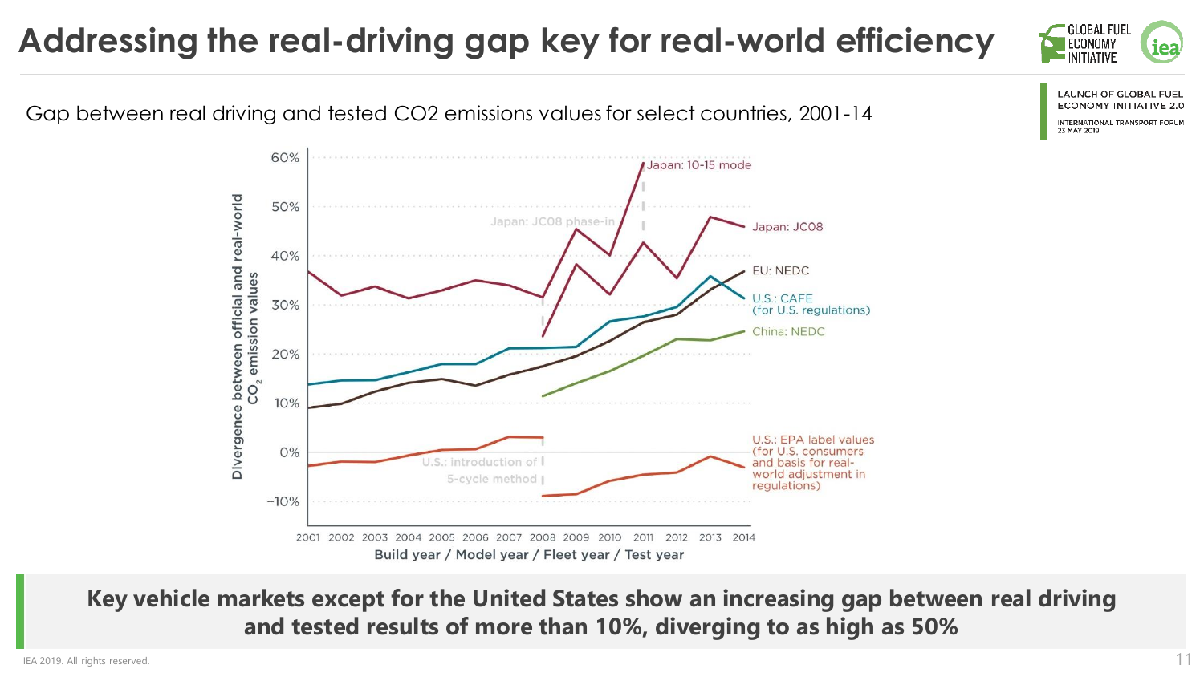# Addressing the real-driving gap key for real-world efficiency

Gap between real driving and tested CO2 emissions values for select countries, 2001-14

Divergence between official and real-world $CO_2$ emission values

60%, 50%, 40%, 30%, 20%, 10%, 0%, −10%

2001 2002 2003 2004 2005 2006 2007 2008 2009 2010 2011 2012 2013 2014

Build year / Model year / Fleet year / Test year

- Japan: 10-15 mode
- Japan: JC08 phase-in
- Japan: JC08
- EU: NEDC
- U.S.: CAFE (for U.S. regulations)
- China: NEDC
- U.S.: EPA label values (for U.S. consumers and basis for real-world adjustment in regulations)
- U.S.: introduction of 5-cycle method

**Key vehicle markets except for the United States show an increasing gap between real driving and tested results of more than 10%, diverging to as high as 50%**

IEA 2019. All rights reserved.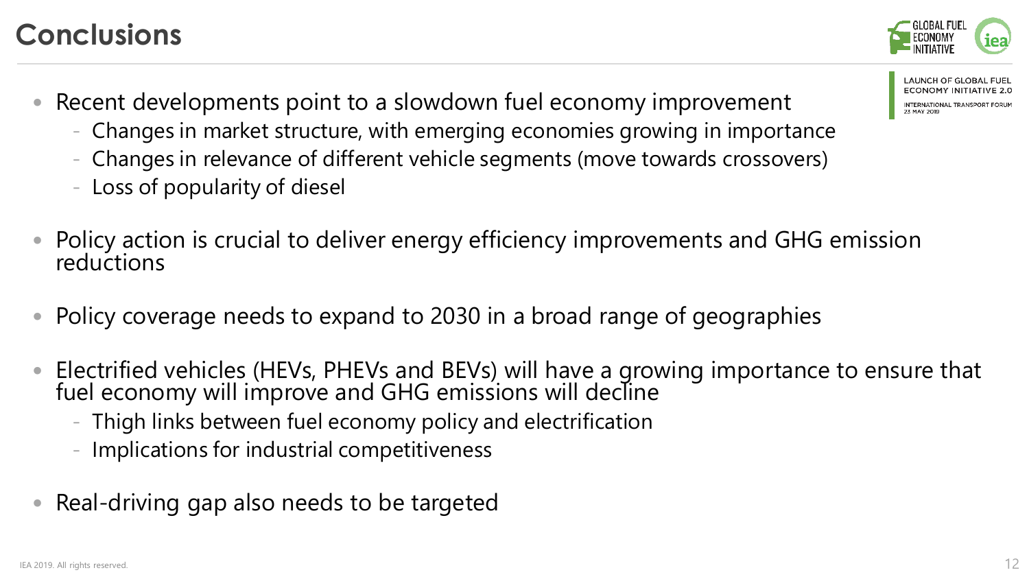# Conclusions

- Recent developments point to a slowdown fuel economy improvement
  - Changes in market structure, with emerging economies growing in importance
  - Changes in relevance of different vehicle segments (move towards crossovers)
  - Loss of popularity of diesel
- Policy action is crucial to deliver energy efficiency improvements and GHG emission reductions
- Policy coverage needs to expand to 2030 in a broad range of geographies
- Electrified vehicles (HEVs, PHEVs and BEVs) will have a growing importance to ensure that fuel economy will improve and GHG emissions will decline
  - Thigh links between fuel economy policy and electrification
  - Implications for industrial competitiveness
- Real-driving gap also needs to be targeted